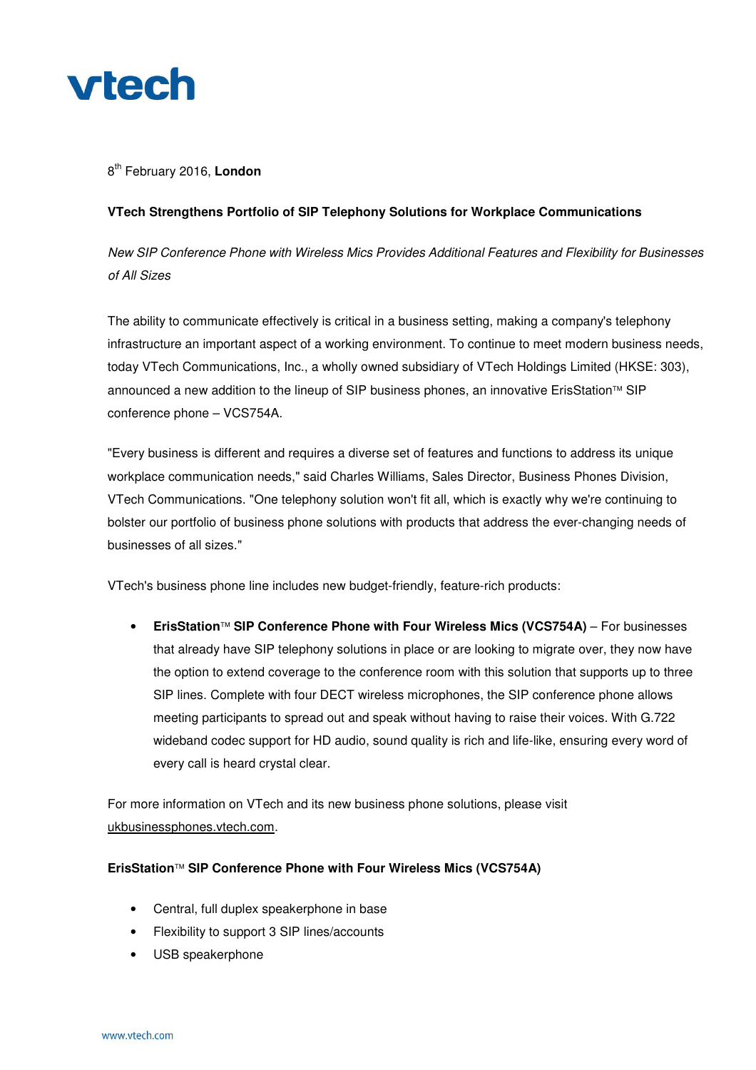vtech

8th February 2016, **London**

**VTech Strengthens Portfolio of SIP Telephony Solutions for Workplace Communications**

*New SIP Conference Phone with Wireless Mics Provides Additional Features and Flexibility for Businesses of All Sizes*

The ability to communicate effectively is critical in a business setting, making a company's telephony infrastructure an important aspect of a working environment. To continue to meet modern business needs, today VTech Communications, Inc., a wholly owned subsidiary of VTech Holdings Limited (HKSE: 303), announced a new addition to the lineup of SIP business phones, an innovative ErisStation™ SIP conference phone – VCS754A.

"Every business is different and requires a diverse set of features and functions to address its unique workplace communication needs," said Charles Williams, Sales Director, Business Phones Division, VTech Communications. "One telephony solution won't fit all, which is exactly why we're continuing to bolster our portfolio of business phone solutions with products that address the ever-changing needs of businesses of all sizes."

VTech's business phone line includes new budget-friendly, feature-rich products:

- **ErisStation™ SIP Conference Phone with Four Wireless Mics (VCS754A)** – For businesses that already have SIP telephony solutions in place or are looking to migrate over, they now have the option to extend coverage to the conference room with this solution that supports up to three SIP lines. Complete with four DECT wireless microphones, the SIP conference phone allows meeting participants to spread out and speak without having to raise their voices. With G.722 wideband codec support for HD audio, sound quality is rich and life-like, ensuring every word of every call is heard crystal clear.

For more information on VTech and its new business phone solutions, please visit ukbusinessphones.vtech.com.

**ErisStation™ SIP Conference Phone with Four Wireless Mics (VCS754A)**

- Central, full duplex speakerphone in base
- Flexibility to support 3 SIP lines/accounts
- USB speakerphone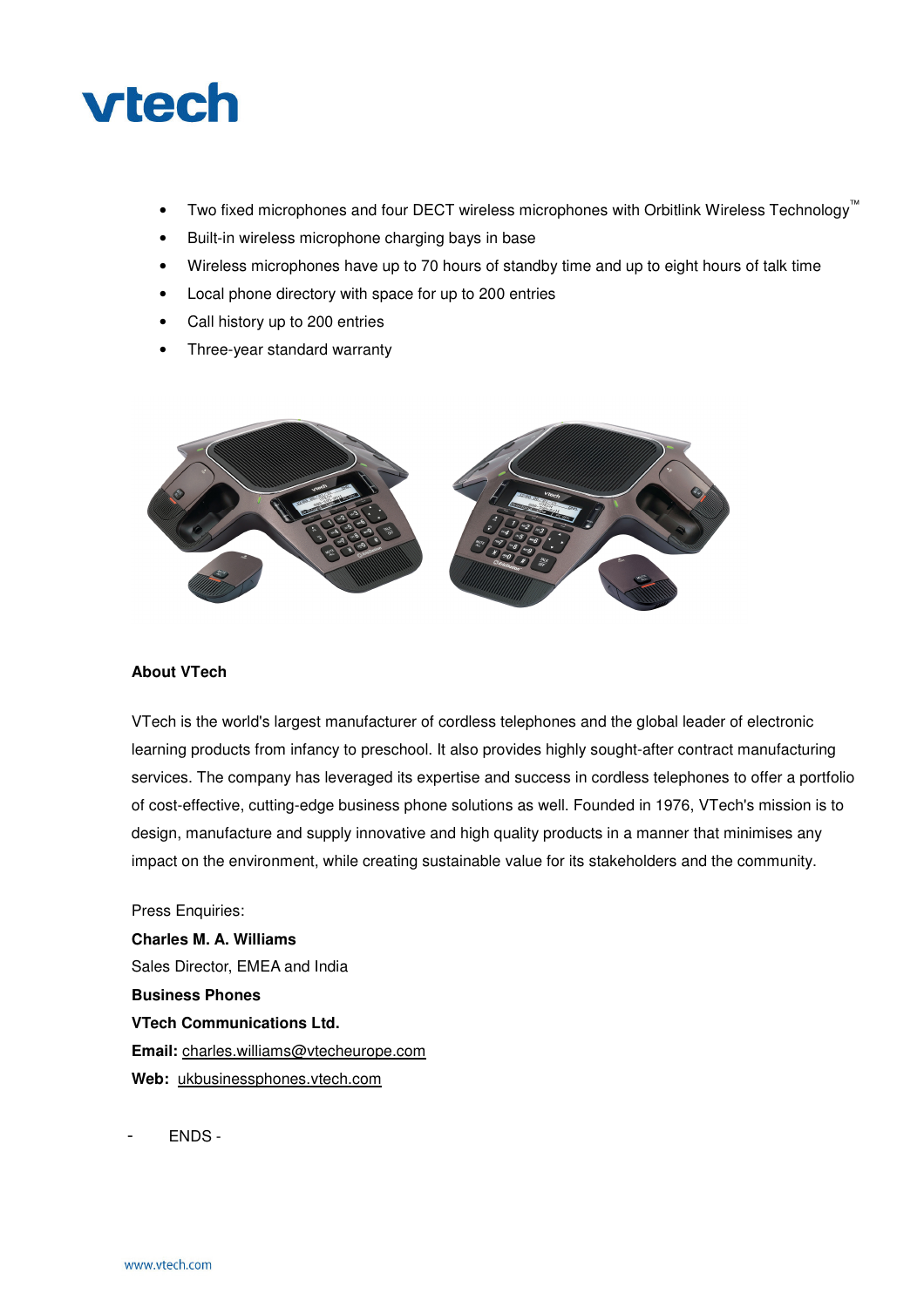- Two fixed microphones and four DECT wireless microphones with Orbitlink Wireless Technology™
- Built-in wireless microphone charging bays in base
- Wireless microphones have up to 70 hours of standby time and up to eight hours of talk time
- Local phone directory with space for up to 200 entries
- Call history up to 200 entries
- Three-year standard warranty

**About VTech**

VTech is the world's largest manufacturer of cordless telephones and the global leader of electronic learning products from infancy to preschool. It also provides highly sought-after contract manufacturing services. The company has leveraged its expertise and success in cordless telephones to offer a portfolio of cost-effective, cutting-edge business phone solutions as well. Founded in 1976, VTech's mission is to design, manufacture and supply innovative and high quality products in a manner that minimises any impact on the environment, while creating sustainable value for its stakeholders and the community.

Press Enquiries:
**Charles M. A. Williams**
Sales Director, EMEA and India
**Business Phones**
**VTech Communications Ltd.**
**Email:** charles.williams@vtecheurope.com
**Web:** ukbusinessphones.vtech.com

- ENDS -